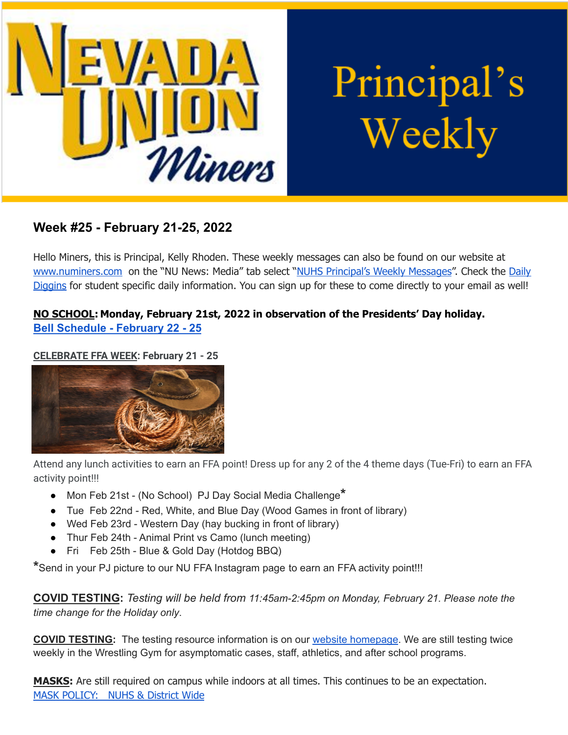# Nevada Union Miners — Principal's Weekly

## Week #25 - February 21-25, 2022

Hello Miners, this is Principal, Kelly Rhoden. These weekly messages can also be found on our website at www.numiners.com on the "NU News: Media" tab select "NUHS Principal's Weekly Messages". Check the Daily Diggins for student specific daily information. You can sign up for these to come directly to your email as well!

**NO SCHOOL: Monday, February 21st, 2022 in observation of the Presidents' Day holiday.**
**Bell Schedule - February 22 - 25**

**CELEBRATE FFA WEEK: February 21 - 25**

Attend any lunch activities to earn an FFA point! Dress up for any 2 of the 4 theme days (Tue-Fri) to earn an FFA activity point!!!

- Mon Feb 21st - (No School) PJ Day Social Media Challenge*
- Tue Feb 22nd - Red, White, and Blue Day (Wood Games in front of library)
- Wed Feb 23rd - Western Day (hay bucking in front of library)
- Thur Feb 24th - Animal Print vs Camo (lunch meeting)
- Fri Feb 25th - Blue & Gold Day (Hotdog BBQ)

*Send in your PJ picture to our NU FFA Instagram page to earn an FFA activity point!!!

**COVID TESTING**: *Testing will be held from 11:45am-2:45pm on Monday, February 21. Please note the time change for the Holiday only.*

**COVID TESTING**: The testing resource information is on our website homepage. We are still testing twice weekly in the Wrestling Gym for asymptomatic cases, staff, athletics, and after school programs.

**MASKS:** Are still required on campus while indoors at all times. This continues to be an expectation.
MASK POLICY: NUHS & District Wide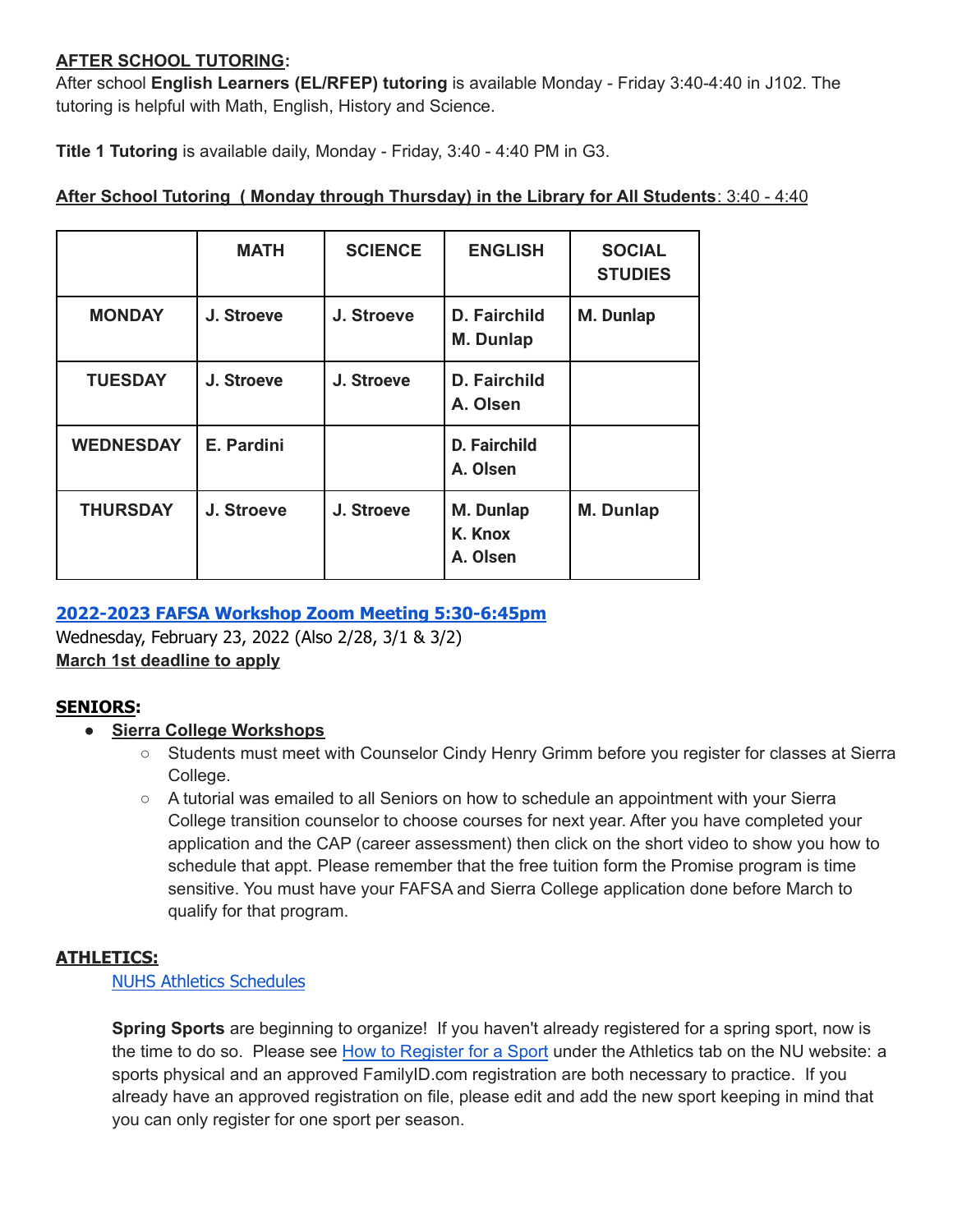**AFTER SCHOOL TUTORING:**
After school **English Learners (EL/RFEP) tutoring** is available Monday - Friday 3:40-4:40 in J102. The tutoring is helpful with Math, English, History and Science.

**Title 1 Tutoring** is available daily, Monday - Friday, 3:40 - 4:40 PM in G3.

**After School Tutoring ( Monday through Thursday) in the Library for All Students**: 3:40 - 4:40

| | MATH | SCIENCE | ENGLISH | SOCIAL STUDIES |
|---|---|---|---|---|
| **MONDAY** | J. Stroeve | J. Stroeve | D. Fairchild<br>M. Dunlap | M. Dunlap |
| **TUESDAY** | J. Stroeve | J. Stroeve | D. Fairchild<br>A. Olsen | |
| **WEDNESDAY** | E. Pardini | | D. Fairchild<br>A. Olsen | |
| **THURSDAY** | J. Stroeve | J. Stroeve | M. Dunlap<br>K. Knox<br>A. Olsen | M. Dunlap |

**2022-2023 FAFSA Workshop Zoom Meeting 5:30-6:45pm**
Wednesday, February 23, 2022 (Also 2/28, 3/1 & 3/2)
**March 1st deadline to apply**

**SENIORS:**

- **Sierra College Workshops**
  - Students must meet with Counselor Cindy Henry Grimm before you register for classes at Sierra College.
  - A tutorial was emailed to all Seniors on how to schedule an appointment with your Sierra College transition counselor to choose courses for next year. After you have completed your application and the CAP (career assessment) then click on the short video to show you how to schedule that appt. Please remember that the free tuition form the Promise program is time sensitive. You must have your FAFSA and Sierra College application done before March to qualify for that program.

**ATHLETICS:**

NUHS Athletics Schedules

**Spring Sports** are beginning to organize! If you haven't already registered for a spring sport, now is the time to do so. Please see How to Register for a Sport under the Athletics tab on the NU website: a sports physical and an approved FamilyID.com registration are both necessary to practice. If you already have an approved registration on file, please edit and add the new sport keeping in mind that you can only register for one sport per season.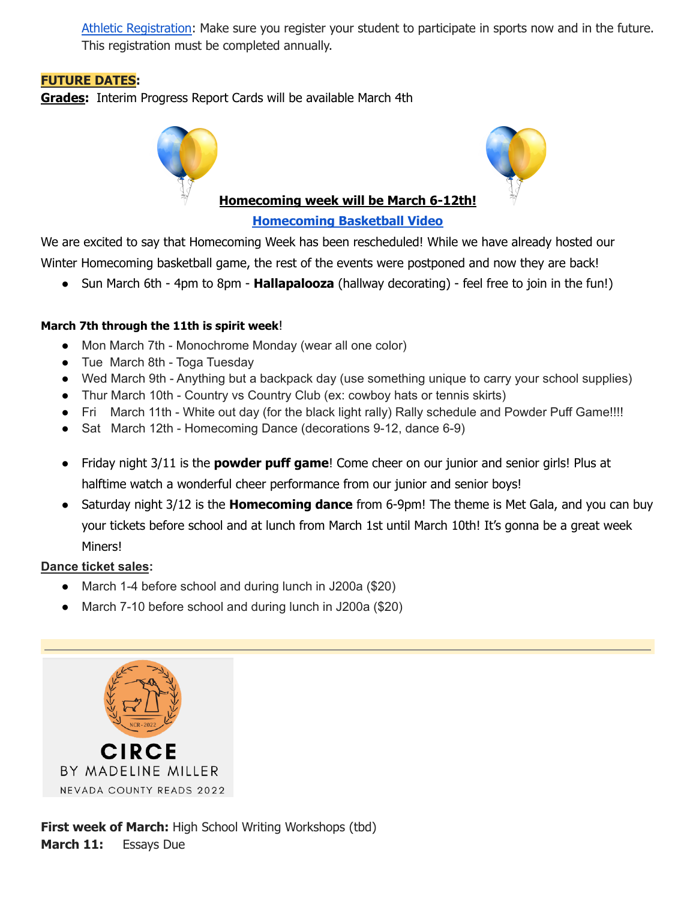[Athletic Registration](): Make sure you register your student to participate in sports now and in the future. This registration must be completed annually.

**FUTURE DATES:**

**Grades:** Interim Progress Report Cards will be available March 4th

**Homecoming week will be March 6-12th!**

**Homecoming Basketball Video**

We are excited to say that Homecoming Week has been rescheduled! While we have already hosted our Winter Homecoming basketball game, the rest of the events were postponed and now they are back!

- Sun March 6th - 4pm to 8pm - **Hallapalooza** (hallway decorating) - feel free to join in the fun!)

**March 7th through the 11th is spirit week**!

- Mon March 7th - Monochrome Monday (wear all one color)
- Tue March 8th - Toga Tuesday
- Wed March 9th - Anything but a backpack day (use something unique to carry your school supplies)
- Thur March 10th - Country vs Country Club (ex: cowboy hats or tennis skirts)
- Fri March 11th - White out day (for the black light rally) Rally schedule and Powder Puff Game!!!!
- Sat March 12th - Homecoming Dance (decorations 9-12, dance 6-9)

- Friday night 3/11 is the **powder puff game**! Come cheer on our junior and senior girls! Plus at halftime watch a wonderful cheer performance from our junior and senior boys!
- Saturday night 3/12 is the **Homecoming dance** from 6-9pm! The theme is Met Gala, and you can buy your tickets before school and at lunch from March 1st until March 10th! It's gonna be a great week Miners!

**Dance ticket sales:**

- March 1-4 before school and during lunch in J200a ($20)
- March 7-10 before school and during lunch in J200a ($20)

---

CIRCE

BY MADELINE MILLER

NEVADA COUNTY READS 2022

**First week of March:** High School Writing Workshops (tbd)

**March 11:** Essays Due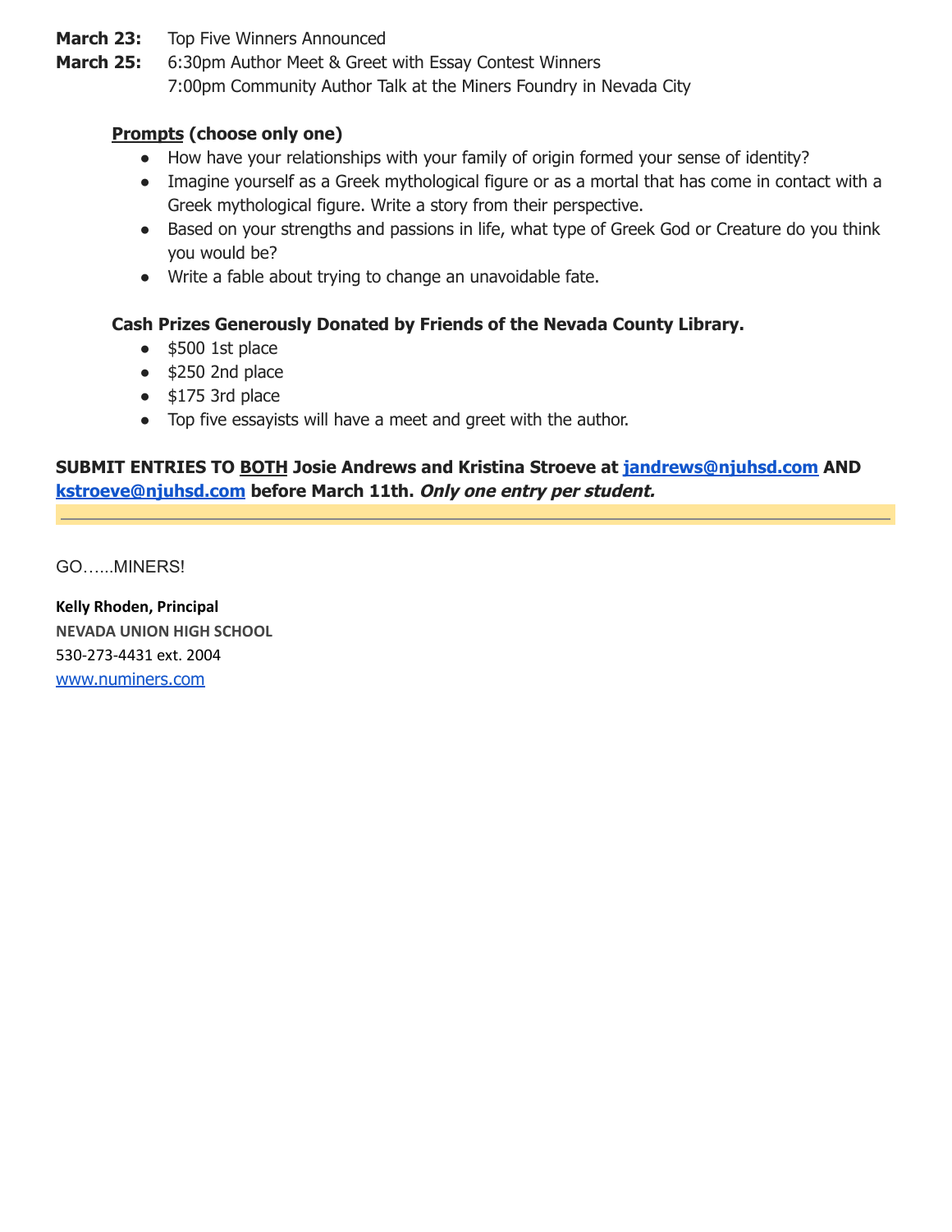**March 23:** Top Five Winners Announced
**March 25:** 6:30pm Author Meet & Greet with Essay Contest Winners
7:00pm Community Author Talk at the Miners Foundry in Nevada City

**Prompts (choose only one)**

- How have your relationships with your family of origin formed your sense of identity?
- Imagine yourself as a Greek mythological figure or as a mortal that has come in contact with a Greek mythological figure. Write a story from their perspective.
- Based on your strengths and passions in life, what type of Greek God or Creature do you think you would be?
- Write a fable about trying to change an unavoidable fate.

**Cash Prizes Generously Donated by Friends of the Nevada County Library.**

- $500 1st place
- $250 2nd place
- $175 3rd place
- Top five essayists will have a meet and greet with the author.

**SUBMIT ENTRIES TO BOTH Josie Andrews and Kristina Stroeve at jandrews@njuhsd.com AND kstroeve@njuhsd.com before March 11th. *Only one entry per student.***

---

GO…...MINERS!

**Kelly Rhoden, Principal**
**NEVADA UNION HIGH SCHOOL**
530-273-4431 ext. 2004
www.numiners.com